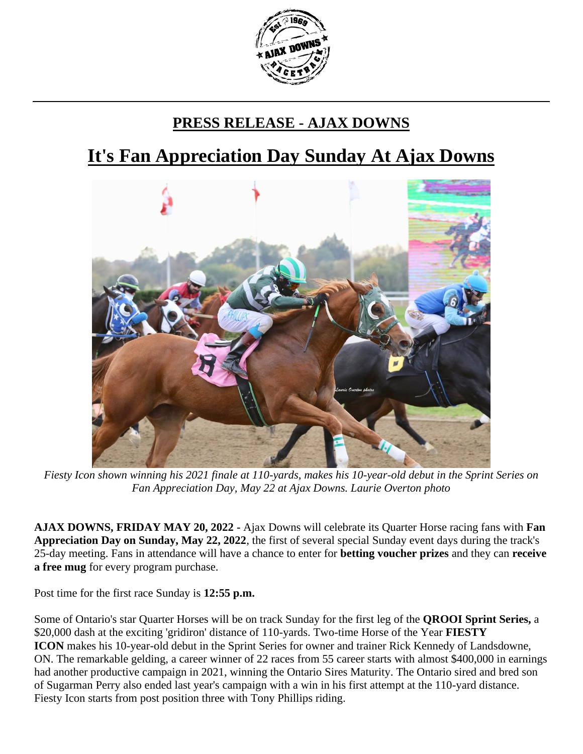## PRESS RELEASE - AJAX DOWNS

# It's Fan Appreciation Day Sunday At Ajax Downs

*Fiesty Icon shown winning his 2021 finale at 110-yards, makes his 10-year-old debut in the Sprint Series on Fan Appreciation Day, May 22 at Ajax Downs. Laurie Overton photo*

**AJAX DOWNS, FRIDAY MAY 20, 2022 -** Ajax Downs will celebrate its Quarter Horse racing fans with **Fan Appreciation Day on Sunday, May 22, 2022**, the first of several special Sunday event days during the track's 25-day meeting. Fans in attendance will have a chance to enter for **betting voucher prizes** and they can **receive a free mug** for every program purchase.

Post time for the first race Sunday is **12:55 p.m.**

Some of Ontario's star Quarter Horses will be on track Sunday for the first leg of the **QROOI Sprint Series,** a $20,000 dash at the exciting 'gridiron' distance of 110-yards. Two-time Horse of the Year **FIESTY ICON** makes his 10-year-old debut in the Sprint Series for owner and trainer Rick Kennedy of Landsdowne, ON. The remarkable gelding, a career winner of 22 races from 55 career starts with almost $400,000 in earnings had another productive campaign in 2021, winning the Ontario Sires Maturity. The Ontario sired and bred son of Sugarman Perry also ended last year's campaign with a win in his first attempt at the 110-yard distance. Fiesty Icon starts from post position three with Tony Phillips riding.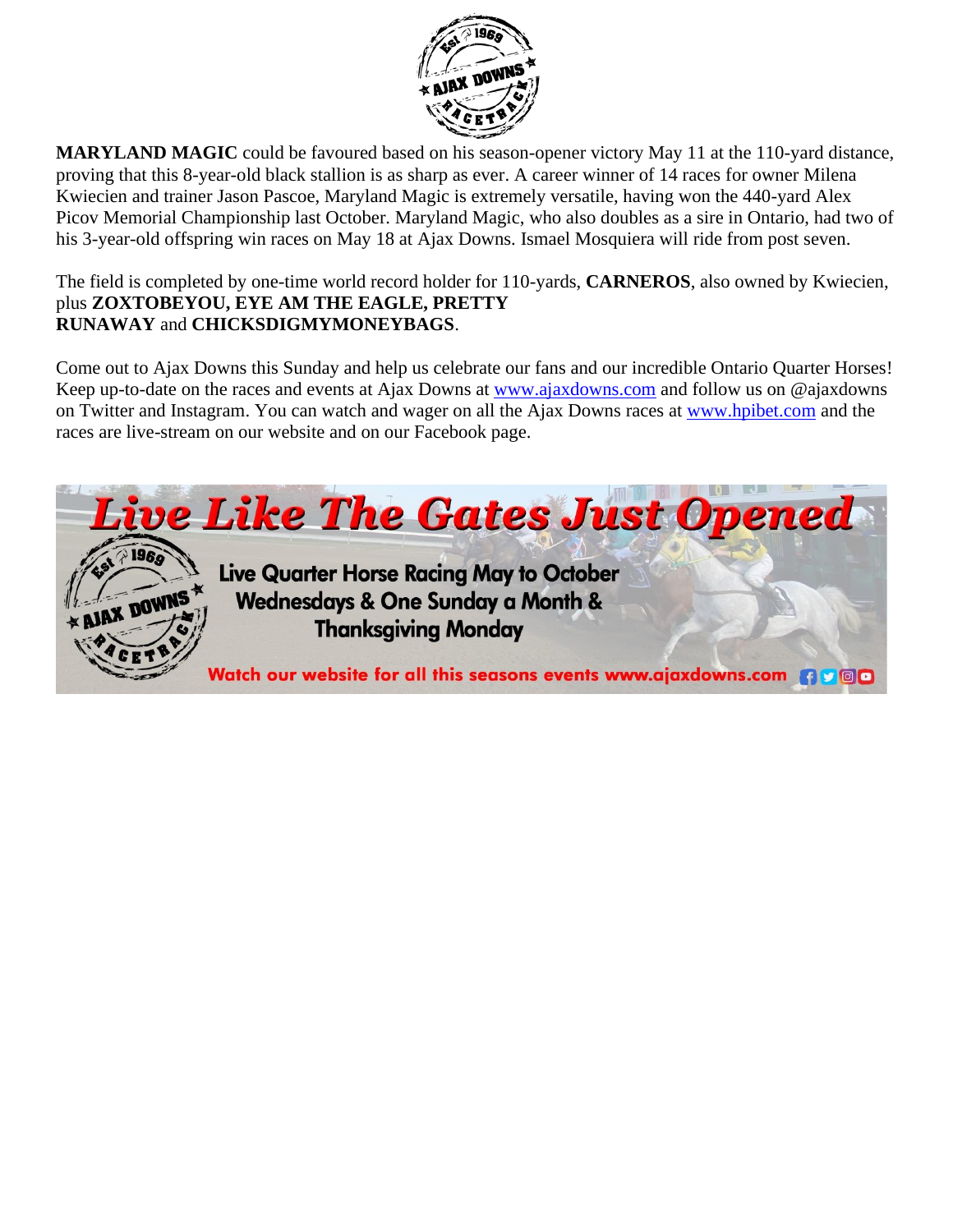**MARYLAND MAGIC** could be favoured based on his season-opener victory May 11 at the 110-yard distance, proving that this 8-year-old black stallion is as sharp as ever. A career winner of 14 races for owner Milena Kwiecien and trainer Jason Pascoe, Maryland Magic is extremely versatile, having won the 440-yard Alex Picov Memorial Championship last October. Maryland Magic, who also doubles as a sire in Ontario, had two of his 3-year-old offspring win races on May 18 at Ajax Downs. Ismael Mosquiera will ride from post seven.

The field is completed by one-time world record holder for 110-yards, **CARNEROS**, also owned by Kwiecien, plus **ZOXTOBEYOU, EYE AM THE EAGLE, PRETTY RUNAWAY** and **CHICKSDIGMYMONEYBAGS**.

Come out to Ajax Downs this Sunday and help us celebrate our fans and our incredible Ontario Quarter Horses! Keep up-to-date on the races and events at Ajax Downs at www.ajaxdowns.com and follow us on @ajaxdowns on Twitter and Instagram. You can watch and wager on all the Ajax Downs races at www.hpibet.com and the races are live-stream on our website and on our Facebook page.

Live Like The Gates Just Opened

Live Quarter Horse Racing May to October
Wednesdays & One Sunday a Month &
Thanksgiving Monday

Watch our website for all this seasons events www.ajaxdowns.com